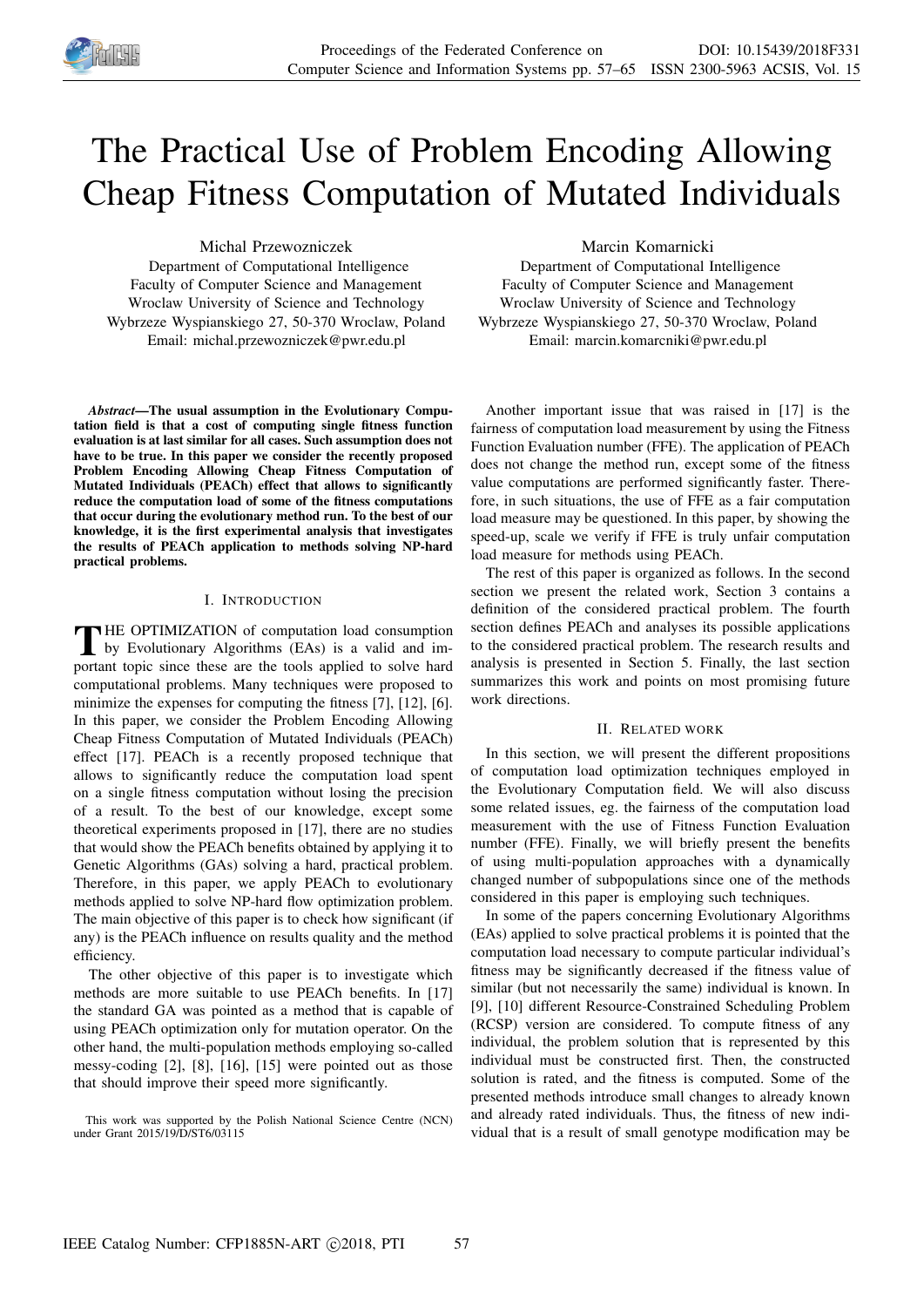# The Practical Use of Problem Encoding Allowing Cheap Fitness Computation of Mutated Individuals

Michal Przewozniczek
Department of Computational Intelligence
Faculty of Computer Science and Management
Wroclaw University of Science and Technology
Wybrzeze Wyspianskiego 27, 50-370 Wroclaw, Poland
Email: michal.przewozniczek@pwr.edu.pl

Marcin Komarnicki
Department of Computational Intelligence
Faculty of Computer Science and Management
Wroclaw University of Science and Technology
Wybrzeze Wyspianskiego 27, 50-370 Wroclaw, Poland
Email: marcin.komarcniki@pwr.edu.pl

***Abstract*—The usual assumption in the Evolutionary Computation field is that a cost of computing single fitness function evaluation is at last similar for all cases. Such assumption does not have to be true. In this paper we consider the recently proposed Problem Encoding Allowing Cheap Fitness Computation of Mutated Individuals (PEACh) effect that allows to significantly reduce the computation load of some of the fitness computations that occur during the evolutionary method run. To the best of our knowledge, it is the first experimental analysis that investigates the results of PEACh application to methods solving NP-hard practical problems.**

## I. Introduction

The OPTIMIZATION of computation load consumption by Evolutionary Algorithms (EAs) is a valid and important topic since these are the tools applied to solve hard computational problems. Many techniques were proposed to minimize the expenses for computing the fitness [7], [12], [6]. In this paper, we consider the Problem Encoding Allowing Cheap Fitness Computation of Mutated Individuals (PEACh) effect [17]. PEACh is a recently proposed technique that allows to significantly reduce the computation load spent on a single fitness computation without losing the precision of a result. To the best of our knowledge, except some theoretical experiments proposed in [17], there are no studies that would show the PEACh benefits obtained by applying it to Genetic Algorithms (GAs) solving a hard, practical problem. Therefore, in this paper, we apply PEACh to evolutionary methods applied to solve NP-hard flow optimization problem. The main objective of this paper is to check how significant (if any) is the PEACh influence on results quality and the method efficiency.

The other objective of this paper is to investigate which methods are more suitable to use PEACh benefits. In [17] the standard GA was pointed as a method that is capable of using PEACh optimization only for mutation operator. On the other hand, the multi-population methods employing so-called messy-coding [2], [8], [16], [15] were pointed out as those that should improve their speed more significantly.

Another important issue that was raised in [17] is the fairness of computation load measurement by using the Fitness Function Evaluation number (FFE). The application of PEACh does not change the method run, except some of the fitness value computations are performed significantly faster. Therefore, in such situations, the use of FFE as a fair computation load measure may be questioned. In this paper, by showing the speed-up, scale we verify if FFE is truly unfair computation load measure for methods using PEACh.

The rest of this paper is organized as follows. In the second section we present the related work, Section 3 contains a definition of the considered practical problem. The fourth section defines PEACh and analyses its possible applications to the considered practical problem. The research results and analysis is presented in Section 5. Finally, the last section summarizes this work and points on most promising future work directions.

## II. Related work

In this section, we will present the different propositions of computation load optimization techniques employed in the Evolutionary Computation field. We will also discuss some related issues, eg. the fairness of the computation load measurement with the use of Fitness Function Evaluation number (FFE). Finally, we will briefly present the benefits of using multi-population approaches with a dynamically changed number of subpopulations since one of the methods considered in this paper is employing such techniques.

In some of the papers concerning Evolutionary Algorithms (EAs) applied to solve practical problems it is pointed that the computation load necessary to compute particular individual's fitness may be significantly decreased if the fitness value of similar (but not necessarily the same) individual is known. In [9], [10] different Resource-Constrained Scheduling Problem (RCSP) version are considered. To compute fitness of any individual, the problem solution that is represented by this individual must be constructed first. Then, the constructed solution is rated, and the fitness is computed. Some of the presented methods introduce small changes to already known and already rated individuals. Thus, the fitness of new individual that is a result of small genotype modification may be

This work was supported by the Polish National Science Centre (NCN) under Grant 2015/19/D/ST6/03115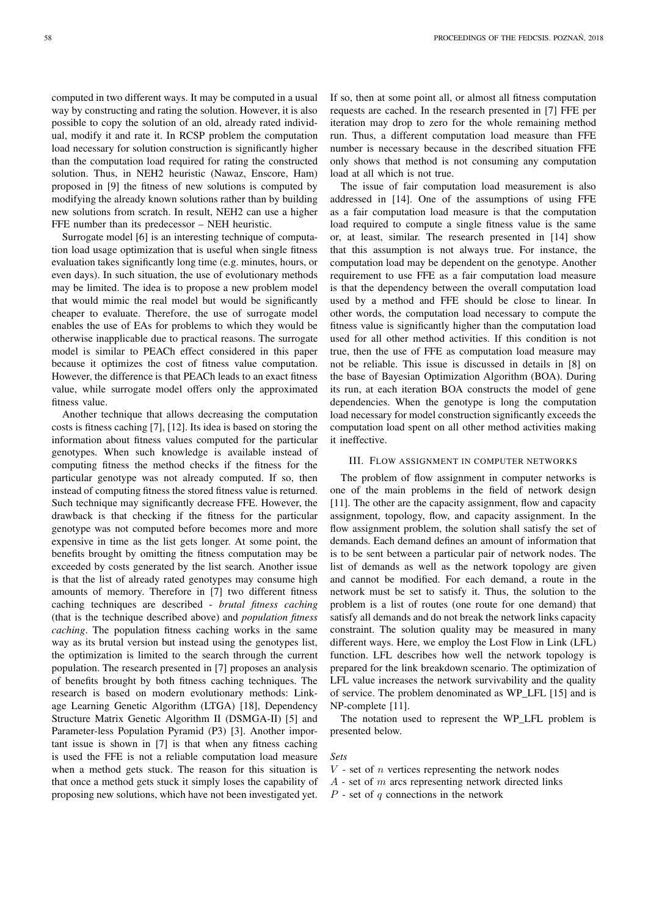computed in two different ways. It may be computed in a usual way by constructing and rating the solution. However, it is also possible to copy the solution of an old, already rated individual, modify it and rate it. In RCSP problem the computation load necessary for solution construction is significantly higher than the computation load required for rating the constructed solution. Thus, in NEH2 heuristic (Nawaz, Enscore, Ham) proposed in [9] the fitness of new solutions is computed by modifying the already known solutions rather than by building new solutions from scratch. In result, NEH2 can use a higher FFE number than its predecessor – NEH heuristic.

Surrogate model [6] is an interesting technique of computation load usage optimization that is useful when single fitness evaluation takes significantly long time (e.g. minutes, hours, or even days). In such situation, the use of evolutionary methods may be limited. The idea is to propose a new problem model that would mimic the real model but would be significantly cheaper to evaluate. Therefore, the use of surrogate model enables the use of EAs for problems to which they would be otherwise inapplicable due to practical reasons. The surrogate model is similar to PEACh effect considered in this paper because it optimizes the cost of fitness value computation. However, the difference is that PEACh leads to an exact fitness value, while surrogate model offers only the approximated fitness value.

Another technique that allows decreasing the computation costs is fitness caching [7], [12]. Its idea is based on storing the information about fitness values computed for the particular genotypes. When such knowledge is available instead of computing fitness the method checks if the fitness for the particular genotype was not already computed. If so, then instead of computing fitness the stored fitness value is returned. Such technique may significantly decrease FFE. However, the drawback is that checking if the fitness for the particular genotype was not computed before becomes more and more expensive in time as the list gets longer. At some point, the benefits brought by omitting the fitness computation may be exceeded by costs generated by the list search. Another issue is that the list of already rated genotypes may consume high amounts of memory. Therefore in [7] two different fitness caching techniques are described - *brutal fitness caching* (that is the technique described above) and *population fitness caching*. The population fitness caching works in the same way as its brutal version but instead using the genotypes list, the optimization is limited to the search through the current population. The research presented in [7] proposes an analysis of benefits brought by both fitness caching techniques. The research is based on modern evolutionary methods: Linkage Learning Genetic Algorithm (LTGA) [18], Dependency Structure Matrix Genetic Algorithm II (DSMGA-II) [5] and Parameter-less Population Pyramid (P3) [3]. Another important issue is shown in [7] is that when any fitness caching is used the FFE is not a reliable computation load measure when a method gets stuck. The reason for this situation is that once a method gets stuck it simply loses the capability of proposing new solutions, which have not been investigated yet. If so, then at some point all, or almost all fitness computation requests are cached. In the research presented in [7] FFE per iteration may drop to zero for the whole remaining method run. Thus, a different computation load measure than FFE number is necessary because in the described situation FFE only shows that method is not consuming any computation load at all which is not true.

The issue of fair computation load measurement is also addressed in [14]. One of the assumptions of using FFE as a fair computation load measure is that the computation load required to compute a single fitness value is the same or, at least, similar. The research presented in [14] show that this assumption is not always true. For instance, the computation load may be dependent on the genotype. Another requirement to use FFE as a fair computation load measure is that the dependency between the overall computation load used by a method and FFE should be close to linear. In other words, the computation load necessary to compute the fitness value is significantly higher than the computation load used for all other method activities. If this condition is not true, then the use of FFE as computation load measure may not be reliable. This issue is discussed in details in [8] on the base of Bayesian Optimization Algorithm (BOA). During its run, at each iteration BOA constructs the model of gene dependencies. When the genotype is long the computation load necessary for model construction significantly exceeds the computation load spent on all other method activities making it ineffective.

## III. Flow assignment in computer networks

The problem of flow assignment in computer networks is one of the main problems in the field of network design [11]. The other are the capacity assignment, flow and capacity assignment, topology, flow, and capacity assignment. In the flow assignment problem, the solution shall satisfy the set of demands. Each demand defines an amount of information that is to be sent between a particular pair of network nodes. The list of demands as well as the network topology are given and cannot be modified. For each demand, a route in the network must be set to satisfy it. Thus, the solution to the problem is a list of routes (one route for one demand) that satisfy all demands and do not break the network links capacity constraint. The solution quality may be measured in many different ways. Here, we employ the Lost Flow in Link (LFL) function. LFL describes how well the network topology is prepared for the link breakdown scenario. The optimization of LFL value increases the network survivability and the quality of service. The problem denominated as WP_LFL [15] and is NP-complete [11].

The notation used to represent the WP_LFL problem is presented below.

*Sets*

$V$ - set of $n$ vertices representing the network nodes
$A$ - set of $m$ arcs representing network directed links
$P$ - set of $q$ connections in the network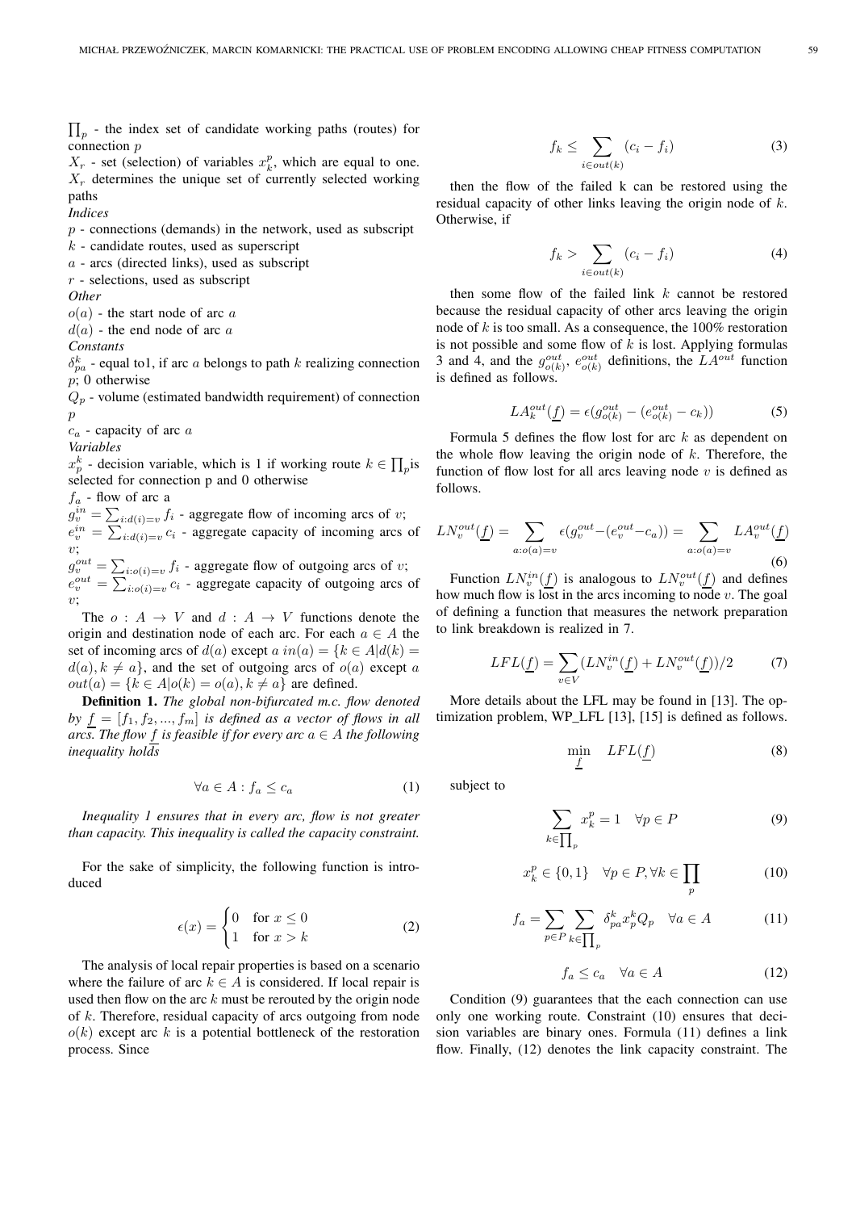$\prod_p$ - the index set of candidate working paths (routes) for connection $p$

$X_r$ - set (selection) of variables $x_k^p$, which are equal to one. $X_r$ determines the unique set of currently selected working paths

*Indices*

$p$ - connections (demands) in the network, used as subscript

$k$ - candidate routes, used as superscript

$a$ - arcs (directed links), used as subscript

$r$ - selections, used as subscript

*Other*

$o(a)$ - the start node of arc $a$

$d(a)$ - the end node of arc $a$

*Constants*

$\delta_{pa}^k$ - equal to1, if arc $a$ belongs to path $k$ realizing connection $p$; 0 otherwise

$Q_p$ - volume (estimated bandwidth requirement) of connection $p$

$c_a$ - capacity of arc $a$

*Variables*

$x_p^k$ - decision variable, which is 1 if working route $k \in \prod_p$is selected for connection p and 0 otherwise

$f_a$ - flow of arc a

$g_v^{in} = \sum_{i:d(i)=v} f_i$ - aggregate flow of incoming arcs of $v$;

$e_v^{in} = \sum_{i:d(i)=v} c_i$ - aggregate capacity of incoming arcs of $v$;

$g_v^{out} = \sum_{i:o(i)=v} f_i$ - aggregate flow of outgoing arcs of $v$;

$e_v^{out} = \sum_{i:o(i)=v} c_i$ - aggregate capacity of outgoing arcs of $v$;

The $o : A \to V$ and $d : A \to V$ functions denote the origin and destination node of each arc. For each $a \in A$ the set of incoming arcs of $d(a)$ except $a$ $in(a) = \{k \in A | d(k) = d(a), k \neq a\}$, and the set of outgoing arcs of $o(a)$ except $a$ $out(a) = \{k \in A | o(k) = o(a), k \neq a\}$ are defined.

**Definition 1.** *The global non-bifurcated m.c. flow denoted by $\underline{f} = [f_1, f_2, ..., f_m]$ is defined as a vector of flows in all arcs. The flow $\underline{f}$ is feasible if for every arc $a \in A$ the following inequality holds*

$$\forall a \in A : f_a \leq c_a \tag{1}$$

*Inequality 1 ensures that in every arc, flow is not greater than capacity. This inequality is called the capacity constraint.*

For the sake of simplicity, the following function is introduced

$$\epsilon(x) = \begin{cases} 0 & \text{for } x \leq 0 \\ 1 & \text{for } x > k \end{cases} \tag{2}$$

The analysis of local repair properties is based on a scenario where the failure of arc $k \in A$ is considered. If local repair is used then flow on the arc $k$ must be rerouted by the origin node of $k$. Therefore, residual capacity of arcs outgoing from node $o(k)$ except arc $k$ is a potential bottleneck of the restoration process. Since

$$f_k \leq \sum_{i \in out(k)} (c_i - f_i) \tag{3}$$

then the flow of the failed k can be restored using the residual capacity of other links leaving the origin node of $k$. Otherwise, if

$$f_k > \sum_{i \in out(k)} (c_i - f_i) \tag{4}$$

then some flow of the failed link $k$ cannot be restored because the residual capacity of other arcs leaving the origin node of $k$ is too small. As a consequence, the 100% restoration is not possible and some flow of $k$ is lost. Applying formulas 3 and 4, and the $g_{o(k)}^{out}$, $e_{o(k)}^{out}$ definitions, the $LA^{out}$ function is defined as follows.

$$LA_k^{out}(\underline{f}) = \epsilon(g_{o(k)}^{out} - (e_{o(k)}^{out} - c_k)) \tag{5}$$

Formula 5 defines the flow lost for arc $k$ as dependent on the whole flow leaving the origin node of $k$. Therefore, the function of flow lost for all arcs leaving node $v$ is defined as follows.

$$LN_v^{out}(\underline{f}) = \sum_{a:o(a)=v} \epsilon(g_v^{out} - (e_v^{out} - c_a)) = \sum_{a:o(a)=v} LA_v^{out}(\underline{f}) \tag{6}$$

Function $LN_v^{in}(\underline{f})$ is analogous to $LN_v^{out}(\underline{f})$ and defines how much flow is lost in the arcs incoming to node $v$. The goal of defining a function that measures the network preparation to link breakdown is realized in 7.

$$LFL(\underline{f}) = \sum_{v \in V} (LN_v^{in}(\underline{f}) + LN_v^{out}(\underline{f}))/2 \tag{7}$$

More details about the LFL may be found in [13]. The optimization problem, WP_LFL [13], [15] is defined as follows.

$$\min_{\underline{f}} \quad LFL(\underline{f}) \tag{8}$$

subject to

$$\sum_{k \in \prod_p} x_k^p = 1 \quad \forall p \in P \tag{9}$$

$$x_k^p \in \{0, 1\} \quad \forall p \in P, \forall k \in \prod_p \tag{10}$$

$$f_a = \sum_{p \in P} \sum_{k \in \prod_p} \delta_{pa}^k x_p^k Q_p \quad \forall a \in A \tag{11}$$

$$f_a \leq c_a \quad \forall a \in A \tag{12}$$

Condition (9) guarantees that the each connection can use only one working route. Constraint (10) ensures that decision variables are binary ones. Formula (11) defines a link flow. Finally, (12) denotes the link capacity constraint. The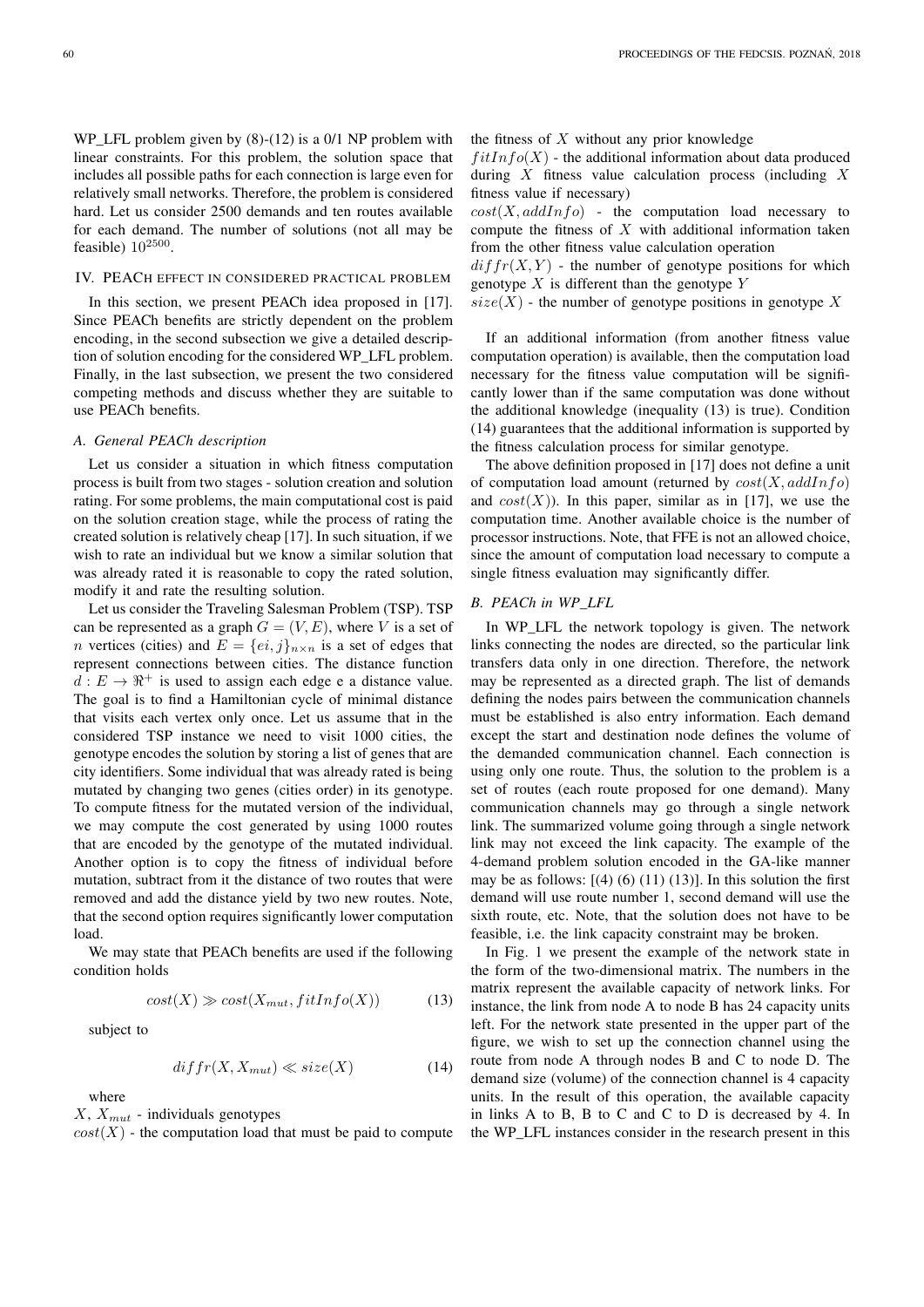WP_LFL problem given by (8)-(12) is a 0/1 NP problem with linear constraints. For this problem, the solution space that includes all possible paths for each connection is large even for relatively small networks. Therefore, the problem is considered hard. Let us consider 2500 demands and ten routes available for each demand. The number of solutions (not all may be feasible) $10^{2500}$.

## IV. PEACh effect in considered practical problem

In this section, we present PEACh idea proposed in [17]. Since PEACh benefits are strictly dependent on the problem encoding, in the second subsection we give a detailed description of solution encoding for the considered WP_LFL problem. Finally, in the last subsection, we present the two considered competing methods and discuss whether they are suitable to use PEACh benefits.

### A. General PEACh description

Let us consider a situation in which fitness computation process is built from two stages - solution creation and solution rating. For some problems, the main computational cost is paid on the solution creation stage, while the process of rating the created solution is relatively cheap [17]. In such situation, if we wish to rate an individual but we know a similar solution that was already rated it is reasonable to copy the rated solution, modify it and rate the resulting solution.

Let us consider the Traveling Salesman Problem (TSP). TSP can be represented as a graph $G = (V, E)$, where $V$ is a set of $n$ vertices (cities) and $E = \{ei, j\}_{n \times n}$ is a set of edges that represent connections between cities. The distance function $d : E \to \Re^+$ is used to assign each edge e a distance value. The goal is to find a Hamiltonian cycle of minimal distance that visits each vertex only once. Let us assume that in the considered TSP instance we need to visit 1000 cities, the genotype encodes the solution by storing a list of genes that are city identifiers. Some individual that was already rated is being mutated by changing two genes (cities order) in its genotype. To compute fitness for the mutated version of the individual, we may compute the cost generated by using 1000 routes that are encoded by the genotype of the mutated individual. Another option is to copy the fitness of individual before mutation, subtract from it the distance of two routes that were removed and add the distance yield by two new routes. Note, that the second option requires significantly lower computation load.

We may state that PEACh benefits are used if the following condition holds

$$cost(X) \gg cost(X_{mut}, fitInfo(X)) \tag{13}$$

subject to

$$diffr(X, X_{mut}) \ll size(X) \tag{14}$$

where

$X$, $X_{mut}$ - individuals genotypes

$cost(X)$ - the computation load that must be paid to compute the fitness of $X$ without any prior knowledge

$fitInfo(X)$ - the additional information about data produced during $X$ fitness value calculation process (including $X$ fitness value if necessary)

$cost(X, addInfo)$ - the computation load necessary to compute the fitness of $X$ with additional information taken from the other fitness value calculation operation

$diffr(X, Y)$ - the number of genotype positions for which genotype $X$ is different than the genotype $Y$

$size(X)$ - the number of genotype positions in genotype $X$

If an additional information (from another fitness value computation operation) is available, then the computation load necessary for the fitness value computation will be significantly lower than if the same computation was done without the additional knowledge (inequality (13) is true). Condition (14) guarantees that the additional information is supported by the fitness calculation process for similar genotype.

The above definition proposed in [17] does not define a unit of computation load amount (returned by $cost(X, addInfo)$ and $cost(X)$). In this paper, similar as in [17], we use the computation time. Another available choice is the number of processor instructions. Note, that FFE is not an allowed choice, since the amount of computation load necessary to compute a single fitness evaluation may significantly differ.

### B. PEACh in WP_LFL

In WP_LFL the network topology is given. The network links connecting the nodes are directed, so the particular link transfers data only in one direction. Therefore, the network may be represented as a directed graph. The list of demands defining the nodes pairs between the communication channels must be established is also entry information. Each demand except the start and destination node defines the volume of the demanded communication channel. Each connection is using only one route. Thus, the solution to the problem is a set of routes (each route proposed for one demand). Many communication channels may go through a single network link. The summarized volume going through a single network link may not exceed the link capacity. The example of the 4-demand problem solution encoded in the GA-like manner may be as follows: [(4) (6) (11) (13)]. In this solution the first demand will use route number 1, second demand will use the sixth route, etc. Note, that the solution does not have to be feasible, i.e. the link capacity constraint may be broken.

In Fig. 1 we present the example of the network state in the form of the two-dimensional matrix. The numbers in the matrix represent the available capacity of network links. For instance, the link from node A to node B has 24 capacity units left. For the network state presented in the upper part of the figure, we wish to set up the connection channel using the route from node A through nodes B and C to node D. The demand size (volume) of the connection channel is 4 capacity units. In the result of this operation, the available capacity in links A to B, B to C and C to D is decreased by 4. In the WP_LFL instances consider in the research present in this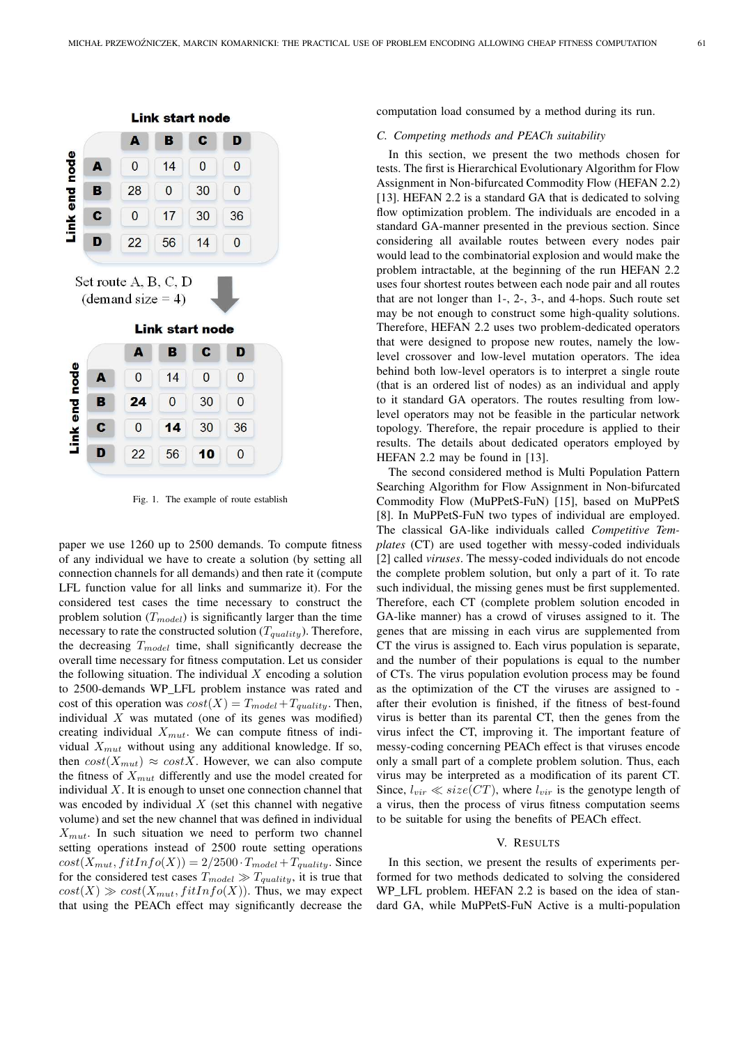**Link start node**

| Link end node | A | B | C | D |
|---|---|---|---|---|
| A | 0 | 14 | 0 | 0 |
| B | 28 | 0 | 30 | 0 |
| C | 0 | 17 | 30 | 36 |
| D | 22 | 56 | 14 | 0 |

Set route A, B, C, D
(demand size = 4)

**Link start node**

| Link end node | A | B | C | D |
|---|---|---|---|---|
| A | 0 | 14 | 0 | 0 |
| B | **24** | 0 | 30 | 0 |
| C | 0 | **14** | 30 | 36 |
| D | 22 | 56 | **10** | 0 |

Fig. 1. The example of route establish

paper we use 1260 up to 2500 demands. To compute fitness of any individual we have to create a solution (by setting all connection channels for all demands) and then rate it (compute LFL function value for all links and summarize it). For the considered test cases the time necessary to construct the problem solution ($T_{model}$) is significantly larger than the time necessary to rate the constructed solution ($T_{quality}$). Therefore, the decreasing $T_{model}$ time, shall significantly decrease the overall time necessary for fitness computation. Let us consider the following situation. The individual $X$ encoding a solution to 2500-demands WP_LFL problem instance was rated and cost of this operation was $cost(X) = T_{model} + T_{quality}$. Then, individual $X$ was mutated (one of its genes was modified) creating individual $X_{mut}$. We can compute fitness of individual $X_{mut}$ without using any additional knowledge. If so, then $cost(X_{mut}) \approx costX$. However, we can also compute the fitness of $X_{mut}$ differently and use the model created for individual $X$. It is enough to unset one connection channel that was encoded by individual $X$ (set this channel with negative volume) and set the new channel that was defined in individual $X_{mut}$. In such situation we need to perform two channel setting operations instead of 2500 route setting operations $cost(X_{mut}, fitInfo(X)) = 2/2500 \cdot T_{model} + T_{quality}$. Since for the considered test cases $T_{model} \gg T_{quality}$, it is true that $cost(X) \gg cost(X_{mut}, fitInfo(X))$. Thus, we may expect that using the PEACh effect may significantly decrease the computation load consumed by a method during its run.

### C. Competing methods and PEACh suitability

In this section, we present the two methods chosen for tests. The first is Hierarchical Evolutionary Algorithm for Flow Assignment in Non-bifurcated Commodity Flow (HEFAN 2.2) [13]. HEFAN 2.2 is a standard GA that is dedicated to solving flow optimization problem. The individuals are encoded in a standard GA-manner presented in the previous section. Since considering all available routes between every nodes pair would lead to the combinatorial explosion and would make the problem intractable, at the beginning of the run HEFAN 2.2 uses four shortest routes between each node pair and all routes that are not longer than 1-, 2-, 3-, and 4-hops. Such route set may be not enough to construct some high-quality solutions. Therefore, HEFAN 2.2 uses two problem-dedicated operators that were designed to propose new routes, namely the low-level crossover and low-level mutation operators. The idea behind both low-level operators is to interpret a single route (that is an ordered list of nodes) as an individual and apply to it standard GA operators. The routes resulting from low-level operators may not be feasible in the particular network topology. Therefore, the repair procedure is applied to their results. The details about dedicated operators employed by HEFAN 2.2 may be found in [13].

The second considered method is Multi Population Pattern Searching Algorithm for Flow Assignment in Non-bifurcated Commodity Flow (MuPPetS-FuN) [15], based on MuPPetS [8]. In MuPPetS-FuN two types of individual are employed. The classical GA-like individuals called *Competitive Templates* (CT) are used together with messy-coded individuals [2] called *viruses*. The messy-coded individuals do not encode the complete problem solution, but only a part of it. To rate such individual, the missing genes must be first supplemented. Therefore, each CT (complete problem solution encoded in GA-like manner) has a crowd of viruses assigned to it. The genes that are missing in each virus are supplemented from CT the virus is assigned to. Each virus population is separate, and the number of their populations is equal to the number of CTs. The virus population evolution process may be found as the optimization of the CT the viruses are assigned to - after their evolution is finished, if the fitness of best-found virus is better than its parental CT, then the genes from the virus infect the CT, improving it. The important feature of messy-coding concerning PEACh effect is that viruses encode only a small part of a complete problem solution. Thus, each virus may be interpreted as a modification of its parent CT. Since, $l_{vir} \ll size(CT)$, where $l_{vir}$ is the genotype length of a virus, then the process of virus fitness computation seems to be suitable for using the benefits of PEACh effect.

## V. Results

In this section, we present the results of experiments performed for two methods dedicated to solving the considered WP_LFL problem. HEFAN 2.2 is based on the idea of standard GA, while MuPPetS-FuN Active is a multi-population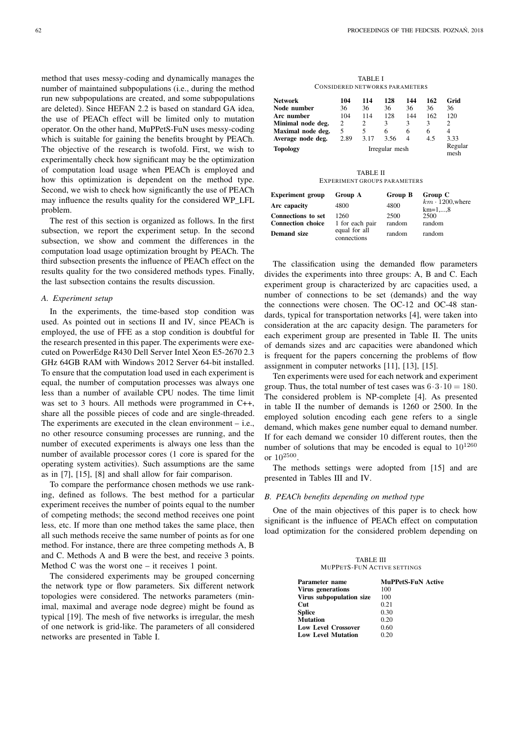method that uses messy-coding and dynamically manages the number of maintained subpopulations (i.e., during the method run new subpopulations are created, and some subpopulations are deleted). Since HEFAN 2.2 is based on standard GA idea, the use of PEACh effect will be limited only to mutation operator. On the other hand, MuPPetS-FuN uses messy-coding which is suitable for gaining the benefits brought by PEACh. The objective of the research is twofold. First, we wish to experimentally check how significant may be the optimization of computation load usage when PEACh is employed and how this optimization is dependent on the method type. Second, we wish to check how significantly the use of PEACh may influence the results quality for the considered WP_LFL problem.

The rest of this section is organized as follows. In the first subsection, we report the experiment setup. In the second subsection, we show and comment the differences in the computation load usage optimization brought by PEACh. The third subsection presents the influence of PEACh effect on the results quality for the two considered methods types. Finally, the last subsection contains the results discussion.

### A. Experiment setup

In the experiments, the time-based stop condition was used. As pointed out in sections II and IV, since PEACh is employed, the use of FFE as a stop condition is doubtful for the research presented in this paper. The experiments were executed on PowerEdge R430 Dell Server Intel Xeon E5-2670 2.3 GHz 64GB RAM with Windows 2012 Server 64-bit installed. To ensure that the computation load used in each experiment is equal, the number of computation processes was always one less than a number of available CPU nodes. The time limit was set to 3 hours. All methods were programmed in C++, share all the possible pieces of code and are single-threaded. The experiments are executed in the clean environment – i.e., no other resource consuming processes are running, and the number of executed experiments is always one less than the number of available processor cores (1 core is spared for the operating system activities). Such assumptions are the same as in [7], [15], [8] and shall allow for fair comparison.

To compare the performance chosen methods we use ranking, defined as follows. The best method for a particular experiment receives the number of points equal to the number of competing methods; the second method receives one point less, etc. If more than one method takes the same place, then all such methods receive the same number of points as for one method. For instance, there are three competing methods A, B and C. Methods A and B were the best, and receive 3 points. Method C was the worst one – it receives 1 point.

The considered experiments may be grouped concerning the network type or flow parameters. Six different network topologies were considered. The networks parameters (minimal, maximal and average node degree) might be found as typical [19]. The mesh of five networks is irregular, the mesh of one network is grid-like. The parameters of all considered networks are presented in Table I.

TABLE I
CONSIDERED NETWORKS PARAMETERS

| **Network** | **104** | **114** | **128** | **144** | **162** | **Grid** |
|---|---|---|---|---|---|---|
| **Node number** | 36 | 36 | 36 | 36 | 36 | 36 |
| **Arc number** | 104 | 114 | 128 | 144 | 162 | 120 |
| **Minimal node deg.** | 2 | 2 | 3 | 3 | 3 | 2 |
| **Maximal node deg.** | 5 | 5 | 6 | 6 | 6 | 4 |
| **Average node deg.** | 2.89 | 3.17 | 3.56 | 4 | 4.5 | 3.33 |
| **Topology** | Irregular mesh | | | | | Regular mesh |

TABLE II
EXPERIMENT GROUPS PARAMETERS

| **Experiment group** | **Group A** | **Group B** | **Group C** |
|---|---|---|---|
| **Arc capacity** | 4800 | 4800 | $km \cdot 1200$,where km=1,...,8 |
| **Connections to set** | 1260 | 2500 | 2500 |
| **Connection choice** | 1 for each pair | random | random |
| **Demand size** | equal for all connections | random | random |

The classification using the demanded flow parameters divides the experiments into three groups: A, B and C. Each experiment group is characterized by arc capacities used, a number of connections to be set (demands) and the way the connections were chosen. The OC-12 and OC-48 standards, typical for transportation networks [4], were taken into consideration at the arc capacity design. The parameters for each experiment group are presented in Table II. The units of demands sizes and arc capacities were abandoned which is frequent for the papers concerning the problems of flow assignment in computer networks [11], [13], [15].

Ten experiments were used for each network and experiment group. Thus, the total number of test cases was $6 \cdot 3 \cdot 10 = 180$. The considered problem is NP-complete [4]. As presented in table II the number of demands is 1260 or 2500. In the employed solution encoding each gene refers to a single demand, which makes gene number equal to demand number. If for each demand we consider 10 different routes, then the number of solutions that may be encoded is equal to $10^{1260}$ or $10^{2500}$.

The methods settings were adopted from [15] and are presented in Tables III and IV.

### B. PEACh benefits depending on method type

One of the main objectives of this paper is to check how significant is the influence of PEACh effect on computation load optimization for the considered problem depending on

TABLE III
MUPPETS-FUN ACTIVE SETTINGS

| **Parameter name** | **MuPPetS-FuN Active** |
|---|---|
| **Virus generations** | 100 |
| **Virus subpopulation size** | 100 |
| **Cut** | 0.21 |
| **Splice** | 0.30 |
| **Mutation** | 0.20 |
| **Low Level Crossover** | 0.60 |
| **Low Level Mutation** | 0.20 |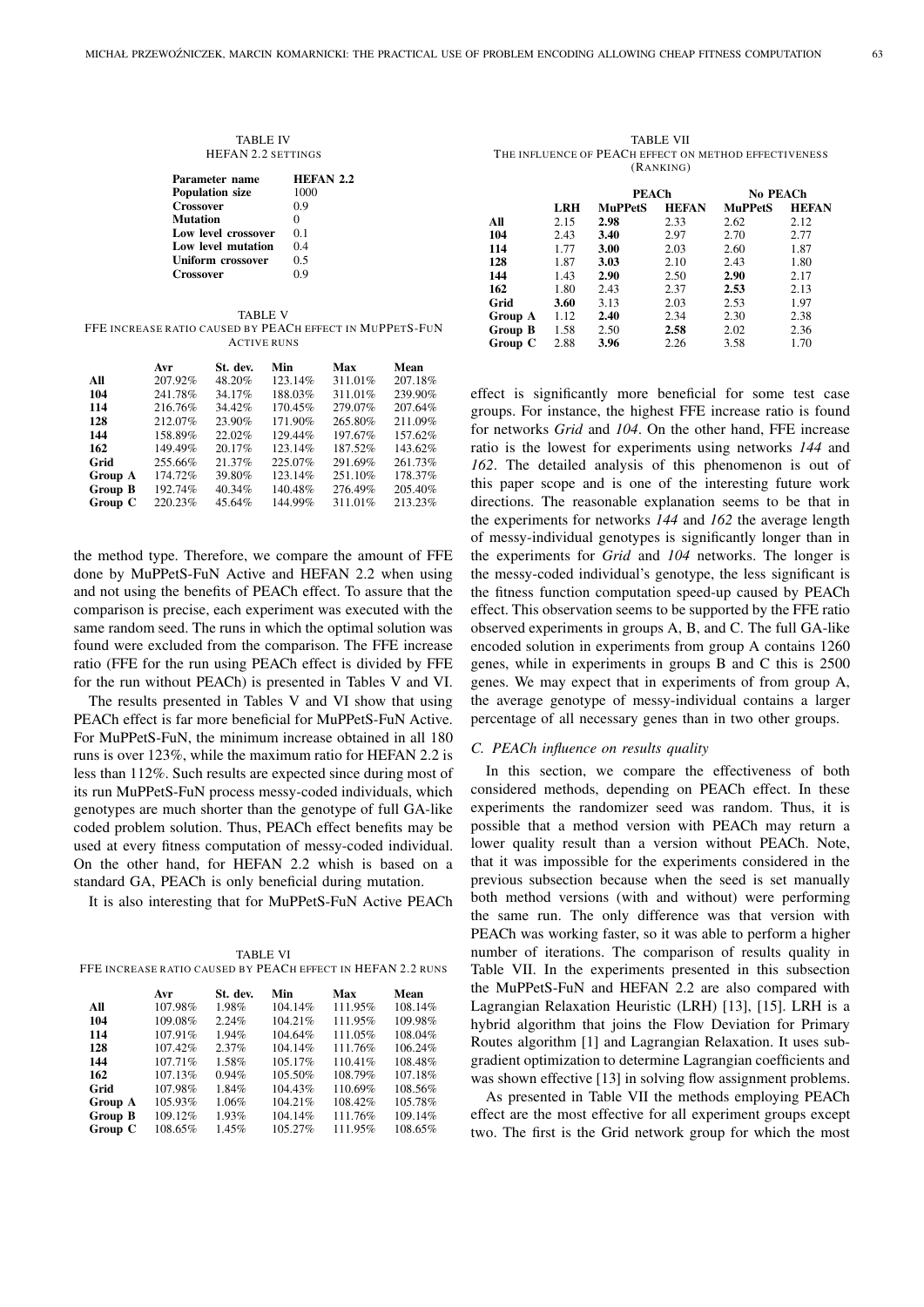TABLE IV
HEFAN 2.2 SETTINGS

| Parameter name | HEFAN 2.2 |
|---|---|
| **Population size** | 1000 |
| **Crossover** | 0.9 |
| **Mutation** | 0 |
| **Low level crossover** | 0.1 |
| **Low level mutation** | 0.4 |
| **Uniform crossover** | 0.5 |
| **Crossover** | 0.9 |

TABLE V
FFE INCREASE RATIO CAUSED BY PEACH EFFECT IN MUPPETS-FUN ACTIVE RUNS

| | Avr | St. dev. | Min | Max | Mean |
|---|---|---|---|---|---|
| **All** | 207.92% | 48.20% | 123.14% | 311.01% | 207.18% |
| **104** | 241.78% | 34.17% | 188.03% | 311.01% | 239.90% |
| **114** | 216.76% | 34.42% | 170.45% | 279.07% | 207.64% |
| **128** | 212.07% | 23.90% | 171.90% | 265.80% | 211.09% |
| **144** | 158.89% | 22.02% | 129.44% | 197.67% | 157.62% |
| **162** | 149.49% | 20.17% | 123.14% | 187.52% | 143.62% |
| **Grid** | 255.66% | 21.37% | 225.07% | 291.69% | 261.73% |
| **Group A** | 174.72% | 39.80% | 123.14% | 251.10% | 178.37% |
| **Group B** | 192.74% | 40.34% | 140.48% | 276.49% | 205.40% |
| **Group C** | 220.23% | 45.64% | 144.99% | 311.01% | 213.23% |

the method type. Therefore, we compare the amount of FFE done by MuPPetS-FuN Active and HEFAN 2.2 when using and not using the benefits of PEACh effect. To assure that the comparison is precise, each experiment was executed with the same random seed. The runs in which the optimal solution was found were excluded from the comparison. The FFE increase ratio (FFE for the run using PEACh effect is divided by FFE for the run without PEACh) is presented in Tables V and VI.

The results presented in Tables V and VI show that using PEACh effect is far more beneficial for MuPPetS-FuN Active. For MuPPetS-FuN, the minimum increase obtained in all 180 runs is over 123%, while the maximum ratio for HEFAN 2.2 is less than 112%. Such results are expected since during most of its run MuPPetS-FuN process messy-coded individuals, which genotypes are much shorter than the genotype of full GA-like coded problem solution. Thus, PEACh effect benefits may be used at every fitness computation of messy-coded individual. On the other hand, for HEFAN 2.2 whish is based on a standard GA, PEACh is only beneficial during mutation.

It is also interesting that for MuPPetS-FuN Active PEACh

TABLE VI
FFE INCREASE RATIO CAUSED BY PEACH EFFECT IN HEFAN 2.2 RUNS

| | Avr | St. dev. | Min | Max | Mean |
|---|---|---|---|---|---|
| **All** | 107.98% | 1.98% | 104.14% | 111.95% | 108.14% |
| **104** | 109.08% | 2.24% | 104.21% | 111.95% | 109.98% |
| **114** | 107.91% | 1.94% | 104.64% | 111.05% | 108.04% |
| **128** | 107.42% | 2.37% | 104.14% | 111.76% | 106.24% |
| **144** | 107.71% | 1.58% | 105.17% | 110.41% | 108.48% |
| **162** | 107.13% | 0.94% | 105.50% | 108.79% | 107.18% |
| **Grid** | 107.98% | 1.84% | 104.43% | 110.69% | 108.56% |
| **Group A** | 105.93% | 1.06% | 104.21% | 108.42% | 105.78% |
| **Group B** | 109.12% | 1.93% | 104.14% | 111.76% | 109.14% |
| **Group C** | 108.65% | 1.45% | 105.27% | 111.95% | 108.65% |

TABLE VII
THE INFLUENCE OF PEACH EFFECT ON METHOD EFFECTIVENESS (RANKING)

| | | PEACh | | No PEACh | |
|---|---|---|---|---|---|
| | **LRH** | **MuPPetS** | **HEFAN** | **MuPPetS** | **HEFAN** |
| **All** | 2.15 | **2.98** | 2.33 | 2.62 | 2.12 |
| **104** | 2.43 | **3.40** | 2.97 | 2.70 | 2.77 |
| **114** | 1.77 | **3.00** | 2.03 | 2.60 | 1.87 |
| **128** | 1.87 | **3.03** | 2.10 | 2.43 | 1.80 |
| **144** | 1.43 | **2.90** | 2.50 | **2.90** | 2.17 |
| **162** | 1.80 | 2.43 | 2.37 | **2.53** | 2.13 |
| **Grid** | **3.60** | 3.13 | 2.03 | 2.53 | 1.97 |
| **Group A** | 1.12 | **2.40** | 2.34 | 2.30 | 2.38 |
| **Group B** | 1.58 | 2.50 | **2.58** | 2.02 | 2.36 |
| **Group C** | 2.88 | **3.96** | 2.26 | 3.58 | 1.70 |

effect is significantly more beneficial for some test case groups. For instance, the highest FFE increase ratio is found for networks *Grid* and *104*. On the other hand, FFE increase ratio is the lowest for experiments using networks *144* and *162*. The detailed analysis of this phenomenon is out of this paper scope and is one of the interesting future work directions. The reasonable explanation seems to be that in the experiments for networks *144* and *162* the average length of messy-individual genotypes is significantly longer than in the experiments for *Grid* and *104* networks. The longer is the messy-coded individual's genotype, the less significant is the fitness function computation speed-up caused by PEACh effect. This observation seems to be supported by the FFE ratio observed experiments in groups A, B, and C. The full GA-like encoded solution in experiments from group A contains 1260 genes, while in experiments in groups B and C this is 2500 genes. We may expect that in experiments of from group A, the average genotype of messy-individual contains a larger percentage of all necessary genes than in two other groups.

### C. PEACh influence on results quality

In this section, we compare the effectiveness of both considered methods, depending on PEACh effect. In these experiments the randomizer seed was random. Thus, it is possible that a method version with PEACh may return a lower quality result than a version without PEACh. Note, that it was impossible for the experiments considered in the previous subsection because when the seed is set manually both method versions (with and without) were performing the same run. The only difference was that version with PEACh was working faster, so it was able to perform a higher number of iterations. The comparison of results quality in Table VII. In the experiments presented in this subsection the MuPPetS-FuN and HEFAN 2.2 are also compared with Lagrangian Relaxation Heuristic (LRH) [13], [15]. LRH is a hybrid algorithm that joins the Flow Deviation for Primary Routes algorithm [1] and Lagrangian Relaxation. It uses subgradient optimization to determine Lagrangian coefficients and was shown effective [13] in solving flow assignment problems.

As presented in Table VII the methods employing PEACh effect are the most effective for all experiment groups except two. The first is the Grid network group for which the most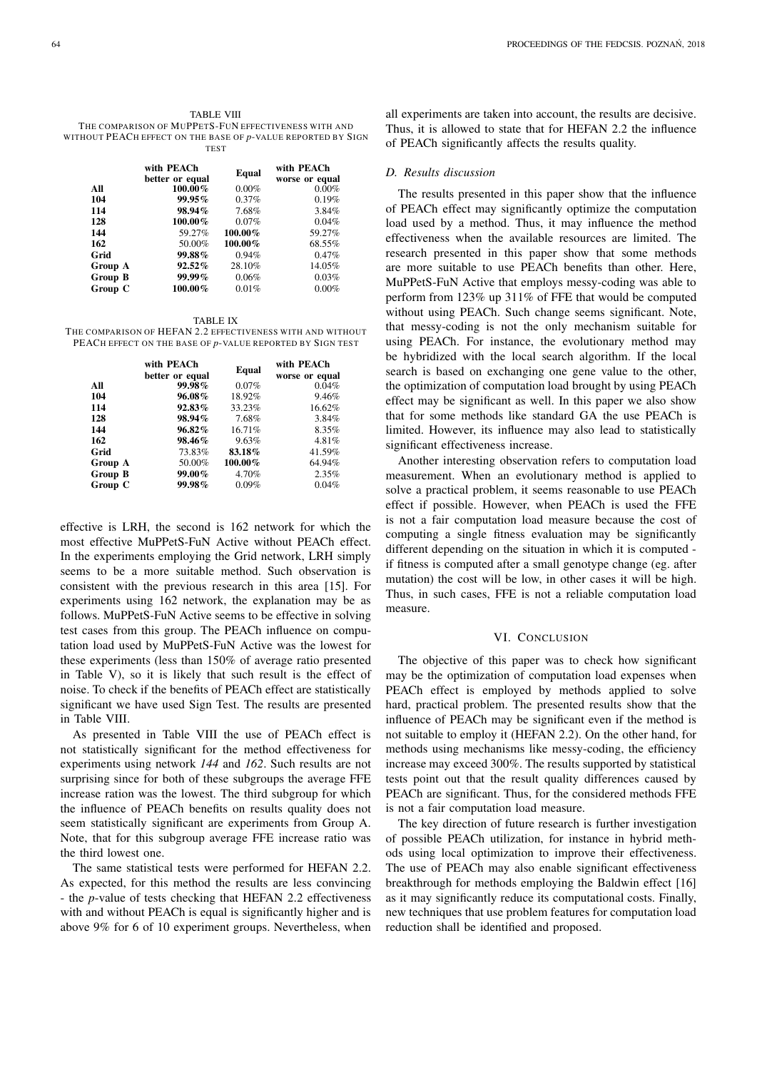TABLE VIII
THE COMPARISON OF MUPPETS-FUN EFFECTIVENESS WITH AND WITHOUT PEACH EFFECT ON THE BASE OF *p*-VALUE REPORTED BY SIGN TEST

| | with PEACh better or equal | Equal | with PEACh worse or equal |
|---|---|---|---|
| **All** | **100.00%** | 0.00% | 0.00% |
| **104** | **99.95%** | 0.37% | 0.19% |
| **114** | **98.94%** | 7.68% | 3.84% |
| **128** | **100.00%** | 0.07% | 0.04% |
| **144** | 59.27% | **100.00%** | 59.27% |
| **162** | 50.00% | **100.00%** | 68.55% |
| **Grid** | **99.88%** | 0.94% | 0.47% |
| **Group A** | **92.52%** | 28.10% | 14.05% |
| **Group B** | **99.99%** | 0.06% | 0.03% |
| **Group C** | **100.00%** | 0.01% | 0.00% |

TABLE IX
THE COMPARISON OF HEFAN 2.2 EFFECTIVENESS WITH AND WITHOUT PEACH EFFECT ON THE BASE OF *p*-VALUE REPORTED BY SIGN TEST

| | with PEACh better or equal | Equal | with PEACh worse or equal |
|---|---|---|---|
| **All** | **99.98%** | 0.07% | 0.04% |
| **104** | **96.08%** | 18.92% | 9.46% |
| **114** | **92.83%** | 33.23% | 16.62% |
| **128** | **98.94%** | 7.68% | 3.84% |
| **144** | **96.82%** | 16.71% | 8.35% |
| **162** | **98.46%** | 9.63% | 4.81% |
| **Grid** | 73.83% | **83.18%** | 41.59% |
| **Group A** | 50.00% | **100.00%** | 64.94% |
| **Group B** | **99.00%** | 4.70% | 2.35% |
| **Group C** | **99.98%** | 0.09% | 0.04% |

effective is LRH, the second is 162 network for which the most effective MuPPetS-FuN Active without PEACh effect. In the experiments employing the Grid network, LRH simply seems to be a more suitable method. Such observation is consistent with the previous research in this area [15]. For experiments using 162 network, the explanation may be as follows. MuPPetS-FuN Active seems to be effective in solving test cases from this group. The PEACh influence on computation load used by MuPPetS-FuN Active was the lowest for these experiments (less than 150% of average ratio presented in Table V), so it is likely that such result is the effect of noise. To check if the benefits of PEACh effect are statistically significant we have used Sign Test. The results are presented in Table VIII.

As presented in Table VIII the use of PEACh effect is not statistically significant for the method effectiveness for experiments using network *144* and *162*. Such results are not surprising since for both of these subgroups the average FFE increase ration was the lowest. The third subgroup for which the influence of PEACh benefits on results quality does not seem statistically significant are experiments from Group A. Note, that for this subgroup average FFE increase ratio was the third lowest one.

The same statistical tests were performed for HEFAN 2.2. As expected, for this method the results are less convincing - the *p*-value of tests checking that HEFAN 2.2 effectiveness with and without PEACh is equal is significantly higher and is above 9% for 6 of 10 experiment groups. Nevertheless, when all experiments are taken into account, the results are decisive. Thus, it is allowed to state that for HEFAN 2.2 the influence of PEACh significantly affects the results quality.

### *D. Results discussion*

The results presented in this paper show that the influence of PEACh effect may significantly optimize the computation load used by a method. Thus, it may influence the method effectiveness when the available resources are limited. The research presented in this paper show that some methods are more suitable to use PEACh benefits than other. Here, MuPPetS-FuN Active that employs messy-coding was able to perform from 123% up 311% of FFE that would be computed without using PEACh. Such change seems significant. Note, that messy-coding is not the only mechanism suitable for using PEACh. For instance, the evolutionary method may be hybridized with the local search algorithm. If the local search is based on exchanging one gene value to the other, the optimization of computation load brought by using PEACh effect may be significant as well. In this paper we also show that for some methods like standard GA the use PEACh is limited. However, its influence may also lead to statistically significant effectiveness increase.

Another interesting observation refers to computation load measurement. When an evolutionary method is applied to solve a practical problem, it seems reasonable to use PEACh effect if possible. However, when PEACh is used the FFE is not a fair computation load measure because the cost of computing a single fitness evaluation may be significantly different depending on the situation in which it is computed - if fitness is computed after a small genotype change (eg. after mutation) the cost will be low, in other cases it will be high. Thus, in such cases, FFE is not a reliable computation load measure.

## VI. CONCLUSION

The objective of this paper was to check how significant may be the optimization of computation load expenses when PEACh effect is employed by methods applied to solve hard, practical problem. The presented results show that the influence of PEACh may be significant even if the method is not suitable to employ it (HEFAN 2.2). On the other hand, for methods using mechanisms like messy-coding, the efficiency increase may exceed 300%. The results supported by statistical tests point out that the result quality differences caused by PEACh are significant. Thus, for the considered methods FFE is not a fair computation load measure.

The key direction of future research is further investigation of possible PEACh utilization, for instance in hybrid methods using local optimization to improve their effectiveness. The use of PEACh may also enable significant effectiveness breakthrough for methods employing the Baldwin effect [16] as it may significantly reduce its computational costs. Finally, new techniques that use problem features for computation load reduction shall be identified and proposed.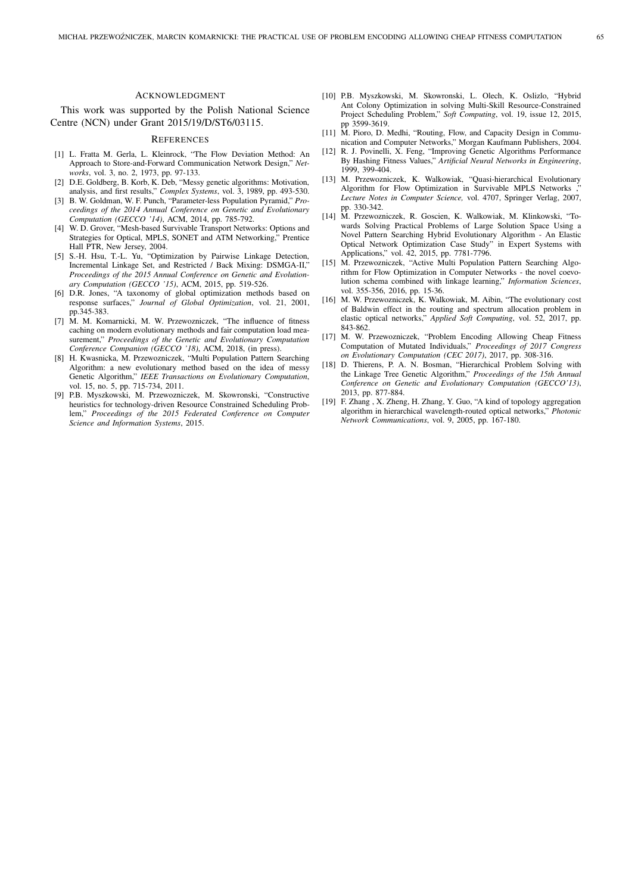## Acknowledgment

This work was supported by the Polish National Science Centre (NCN) under Grant 2015/19/D/ST6/03115.

## References

[1] L. Fratta M. Gerla, L. Kleinrock, "The Flow Deviation Method: An Approach to Store-and-Forward Communication Network Design," *Networks*, vol. 3, no. 2, 1973, pp. 97-133.

[2] D.E. Goldberg, B. Korb, K. Deb, "Messy genetic algorithms: Motivation, analysis, and first results," *Complex Systems*, vol. 3, 1989, pp. 493-530.

[3] B. W. Goldman, W. F. Punch, "Parameter-less Population Pyramid," *Proceedings of the 2014 Annual Conference on Genetic and Evolutionary Computation (GECCO '14)*, ACM, 2014, pp. 785-792.

[4] W. D. Grover, "Mesh-based Survivable Transport Networks: Options and Strategies for Optical, MPLS, SONET and ATM Networking," Prentice Hall PTR, New Jersey, 2004.

[5] S.-H. Hsu, T.-L. Yu, "Optimization by Pairwise Linkage Detection, Incremental Linkage Set, and Restricted / Back Mixing: DSMGA-II," *Proceedings of the 2015 Annual Conference on Genetic and Evolutionary Computation (GECCO '15)*, ACM, 2015, pp. 519-526.

[6] D.R. Jones, "A taxonomy of global optimization methods based on response surfaces," *Journal of Global Optimization*, vol. 21, 2001, pp.345-383.

[7] M. M. Komarnicki, M. W. Przewozniczek, "The influence of fitness caching on modern evolutionary methods and fair computation load measurement," *Proceedings of the Genetic and Evolutionary Computation Conference Companion (GECCO '18)*, ACM, 2018, (in press).

[8] H. Kwasnicka, M. Przewozniczek, "Multi Population Pattern Searching Algorithm: a new evolutionary method based on the idea of messy Genetic Algorithm," *IEEE Transactions on Evolutionary Computation*, vol. 15, no. 5, pp. 715-734, 2011.

[9] P.B. Myszkowski, M. Przewozniczek, M. Skowronski, "Constructive heuristics for technology-driven Resource Constrained Scheduling Problem," *Proceedings of the 2015 Federated Conference on Computer Science and Information Systems*, 2015.

[10] P.B. Myszkowski, M. Skowronski, L. Olech, K. Oslizlo, "Hybrid Ant Colony Optimization in solving Multi-Skill Resource-Constrained Project Scheduling Problem," *Soft Computing*, vol. 19, issue 12, 2015, pp 3599-3619.

[11] M. Pioro, D. Medhi, "Routing, Flow, and Capacity Design in Communication and Computer Networks," Morgan Kaufmann Publishers, 2004.

[12] R. J. Povinelli, X. Feng, "Improving Genetic Algorithms Performance By Hashing Fitness Values," *Artificial Neural Networks in Engineering*, 1999, 399-404.

[13] M. Przewozniczek, K. Walkowiak, "Quasi-hierarchical Evolutionary Algorithm for Flow Optimization in Survivable MPLS Networks ," *Lecture Notes in Computer Science,* vol. 4707, Springer Verlag, 2007, pp. 330-342.

[14] M. Przewozniczek, R. Goscien, K. Walkowiak, M. Klinkowski, "Towards Solving Practical Problems of Large Solution Space Using a Novel Pattern Searching Hybrid Evolutionary Algorithm - An Elastic Optical Network Optimization Case Study" in Expert Systems with Applications," vol. 42, 2015, pp. 7781-7796.

[15] M. Przewozniczek, "Active Multi Population Pattern Searching Algorithm for Flow Optimization in Computer Networks - the novel coevolution schema combined with linkage learning," *Information Sciences*, vol. 355-356, 2016, pp. 15-36.

[16] M. W. Przewozniczek, K. Walkowiak, M. Aibin, "The evolutionary cost of Baldwin effect in the routing and spectrum allocation problem in elastic optical networks," *Applied Soft Computing*, vol. 52, 2017, pp. 843-862.

[17] M. W. Przewozniczek, "Problem Encoding Allowing Cheap Fitness Computation of Mutated Individuals," *Proceedings of 2017 Congress on Evolutionary Computation (CEC 2017)*, 2017, pp. 308-316.

[18] D. Thierens, P. A. N. Bosman, "Hierarchical Problem Solving with the Linkage Tree Genetic Algorithm," *Proceedings of the 15th Annual Conference on Genetic and Evolutionary Computation (GECCO'13)*, 2013, pp. 877-884.

[19] F. Zhang , X. Zheng, H. Zhang, Y. Guo, "A kind of topology aggregation algorithm in hierarchical wavelength-routed optical networks," *Photonic Network Communications*, vol. 9, 2005, pp. 167-180.